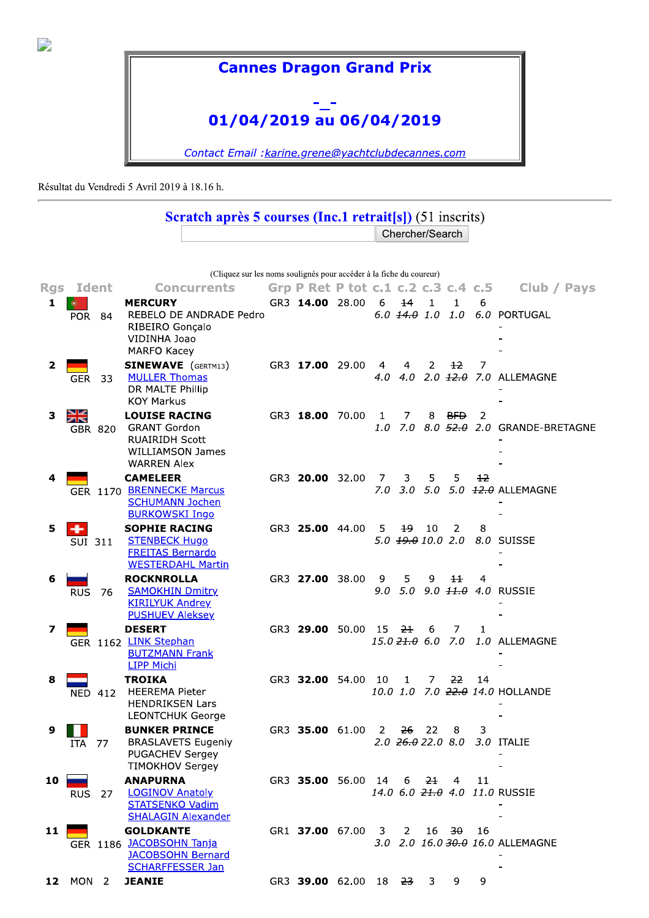# Cannes Dragon Grand Prix

-_-

## 01/04/2019 au 06/04/2019

*Contact Email :karine.grene@yachtclubdecannes.com*

Résultat du Vendredi 5 Avril 2019 à 18.16 h.

## Scratch après 5 courses (Inc.1 retrait[s]) (51 inscrits)

Chercher/Search

(Cliquez sur les noms soulignés pour accéder à la fiche du coureur)

| Rgs | Ident | Concurrents | Grp | P Ret | P tot | c.1 | c.2 | c.3 | c.4 | c.5 | Club / Pays |
|---|---|---|---|---|---|---|---|---|---|---|---|
| 1 | POR 84 | **MERCURY**<br>REBELO DE ANDRADE Pedro<br>RIBEIRO Gonçalo<br>VIDINHA Joao<br>MARFO Kacey | GR3 | **14.00** | 28.00 | 6<br>*6.0* | ~~14~~<br>*~~14.0~~* | 1<br>*1.0* | 1<br>*1.0* | 6<br>*6.0* | PORTUGAL<br>-<br>-<br>- |
| 2 | GER 33 | **SINEWAVE** (GERTM13)<br>MULLER Thomas<br>DR MALTE Phillip<br>KOY Markus | GR3 | **17.00** | 29.00 | 4<br>*4.0* | 4<br>*4.0* | 2<br>*2.0* | ~~12~~<br>*~~12.0~~* | 7<br>*7.0* | ALLEMAGNE<br>-<br>- |
| 3 | GBR 820 | **LOUISE RACING**<br>GRANT Gordon<br>RUAIRIDH Scott<br>WILLIAMSON James<br>WARREN Alex | GR3 | **18.00** | 70.00 | 1<br>*1.0* | 7<br>*7.0* | 8<br>*8.0* | ~~BFD~~<br>*~~52.0~~* | 2<br>*2.0* | GRANDE-BRETAGNE<br>-<br>-<br>- |
| 4 | GER 1170 | **CAMELEER**<br>BRENNECKE Marcus<br>SCHUMANN Jochen<br>BURKOWSKI Ingo | GR3 | **20.00** | 32.00 | 7<br>*7.0* | 3<br>*3.0* | 5<br>*5.0* | 5<br>*5.0* | ~~12~~<br>*~~12.0~~* | ALLEMAGNE<br>-<br>- |
| 5 | SUI 311 | **SOPHIE RACING**<br>STENBECK Hugo<br>FREITAS Bernardo<br>WESTERDAHL Martin | GR3 | **25.00** | 44.00 | 5<br>*5.0* | ~~19~~<br>*~~19.0~~* | 10<br>*10.0* | 2<br>*2.0* | 8<br>*8.0* | SUISSE<br>-<br>- |
| 6 | RUS 76 | **ROCKNROLLA**<br>SAMOKHIN Dmitry<br>KIRILYUK Andrey<br>PUSHUEV Aleksey | GR3 | **27.00** | 38.00 | 9<br>*9.0* | 5<br>*5.0* | 9<br>*9.0* | ~~11~~<br>*~~11.0~~* | 4<br>*4.0* | RUSSIE<br>-<br>- |
| 7 | GER 1162 | **DESERT**<br>LINK Stephan<br>BUTZMANN Frank<br>LIPP Michi | GR3 | **29.00** | 50.00 | 15<br>*15.0* | ~~21~~<br>*~~21.0~~* | 6<br>*6.0* | 7<br>*7.0* | 1<br>*1.0* | ALLEMAGNE<br>-<br>- |
| 8 | NED 412 | **TROIKA**<br>HEEREMA Pieter<br>HENDRIKSEN Lars<br>LEONTCHUK George | GR3 | **32.00** | 54.00 | 10<br>*10.0* | 1<br>*1.0* | 7<br>*7.0* | ~~22~~<br>*~~22.0~~* | 14<br>*14.0* | HOLLANDE<br>-<br>- |
| 9 | ITA 77 | **BUNKER PRINCE**<br>BRASLAVETS Eugeniy<br>PUGACHEV Sergey<br>TIMOKHOV Sergey | GR3 | **35.00** | 61.00 | 2<br>*2.0* | ~~26~~<br>*~~26.0~~* | 22<br>*22.0* | 8<br>*8.0* | 3<br>*3.0* | ITALIE<br>-<br>- |
| 10 | RUS 27 | **ANAPURNA**<br>LOGINOV Anatoly<br>STATSENKO Vadim<br>SHALAGIN Alexander | GR3 | **35.00** | 56.00 | 14<br>*14.0* | 6<br>*6.0* | ~~21~~<br>*~~21.0~~* | 4<br>*4.0* | 11<br>*11.0* | RUSSIE<br>-<br>- |
| 11 | GER 1186 | **GOLDKANTE**<br>JACOBSOHN Tanja<br>JACOBSOHN Bernard<br>SCHARFFESSER Jan | GR1 | **37.00** | 67.00 | 3<br>*3.0* | 2<br>*2.0* | 16<br>*16.0* | ~~30~~<br>*~~30.0~~* | 16<br>*16.0* | ALLEMAGNE<br>-<br>- |
| 12 | MON 2 | **JEANIE** | GR3 | **39.00** | 62.00 | 18 | ~~23~~ | 3 | 9 | 9 | |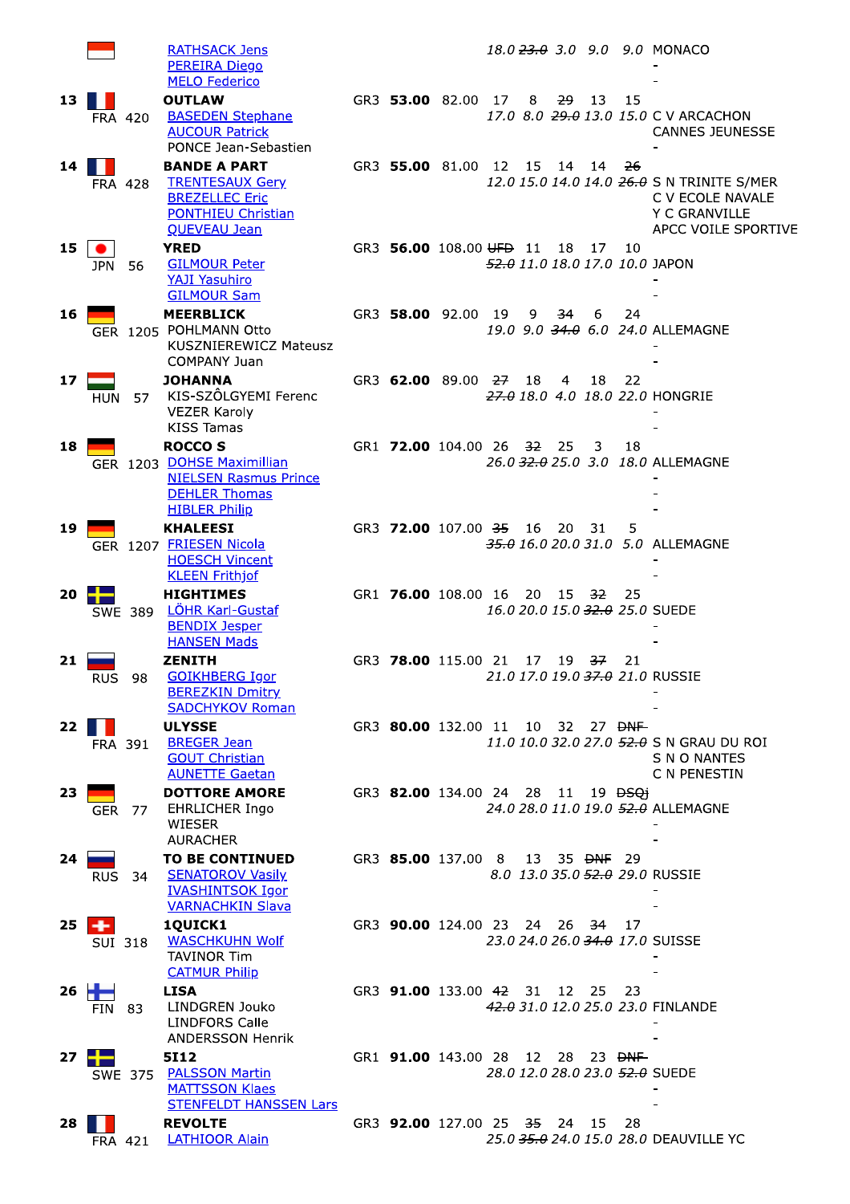| Rank | Nat | Sail No | Boat / Crew | Group | Net | Total | R1 | R2 | R3 | R4 | R5 | Club |
|---|---|---|---|---|---|---|---|---|---|---|---|---|
| | | | RATHSACK Jens | | | | 18.0 | ~~23.0~~ | 3.0 | 9.0 | 9.0 | MONACO |
| | | | PEREIRA Diego | | | | | | | | | - |
| | | | MELO Federico | | | | | | | | | - |
| 13 | FRA | 420 | **OUTLAW** | GR3 | **53.00** | 82.00 | 17 | 8 | ~~29~~ | 13 | 15 | |
| | | | BASEDEN Stephane | | | | 17.0 | 8.0 | ~~29.0~~ | 13.0 | 15.0 | C V ARCACHON |
| | | | AUCOUR Patrick | | | | | | | | | CANNES JEUNESSE |
| | | | PONCE Jean-Sebastien | | | | | | | | | - |
| 14 | FRA | 428 | **BANDE A PART** | GR3 | **55.00** | 81.00 | 12 | 15 | 14 | 14 | ~~26~~ | |
| | | | TRENTESAUX Gery | | | | 12.0 | 15.0 | 14.0 | 14.0 | ~~26.0~~ | S N TRINITE S/MER |
| | | | BREZELLEC Eric | | | | | | | | | C V ECOLE NAVALE |
| | | | PONTHIEU Christian | | | | | | | | | Y C GRANVILLE |
| | | | QUEVEAU Jean | | | | | | | | | APCC VOILE SPORTIVE |
| 15 | JPN | 56 | **YRED** | GR3 | **56.00** | 108.00 | ~~UFD~~ | 11 | 18 | 17 | 10 | |
| | | | GILMOUR Peter | | | | ~~52.0~~ | 11.0 | 18.0 | 17.0 | 10.0 | JAPON |
| | | | YAJI Yasuhiro | | | | | | | | | - |
| | | | GILMOUR Sam | | | | | | | | | - |
| 16 | GER | 1205 | **MEERBLICK** | GR3 | **58.00** | 92.00 | 19 | 9 | ~~34~~ | 6 | 24 | |
| | | | POHLMANN Otto | | | | 19.0 | 9.0 | ~~34.0~~ | 6.0 | 24.0 | ALLEMAGNE |
| | | | KUSZNIEREWICZ Mateusz | | | | | | | | | - |
| | | | COMPANY Juan | | | | | | | | | - |
| 17 | HUN | 57 | **JOHANNA** | GR3 | **62.00** | 89.00 | ~~27~~ | 18 | 4 | 18 | 22 | |
| | | | KIS-SZÔLGYEMI Ferenc | | | | ~~27.0~~ | 18.0 | 4.0 | 18.0 | 22.0 | HONGRIE |
| | | | VEZER Karoly | | | | | | | | | - |
| | | | KISS Tamas | | | | | | | | | - |
| 18 | GER | 1203 | **ROCCO S** | GR1 | **72.00** | 104.00 | 26 | ~~32~~ | 25 | 3 | 18 | |
| | | | DOHSE Maximillian | | | | 26.0 | ~~32.0~~ | 25.0 | 3.0 | 18.0 | ALLEMAGNE |
| | | | NIELSEN Rasmus Prince | | | | | | | | | - |
| | | | DEHLER Thomas | | | | | | | | | - |
| | | | HIBLER Philip | | | | | | | | | - |
| 19 | GER | 1207 | **KHALEESI** | GR3 | **72.00** | 107.00 | ~~35~~ | 16 | 20 | 31 | 5 | |
| | | | FRIESEN Nicola | | | | ~~35.0~~ | 16.0 | 20.0 | 31.0 | 5.0 | ALLEMAGNE |
| | | | HOESCH Vincent | | | | | | | | | - |
| | | | KLEEN Frithjof | | | | | | | | | - |
| 20 | SWE | 389 | **HIGHTIMES** | GR1 | **76.00** | 108.00 | 16 | 20 | 15 | ~~32~~ | 25 | |
| | | | LÖHR Karl-Gustaf | | | | 16.0 | 20.0 | 15.0 | ~~32.0~~ | 25.0 | SUEDE |
| | | | BENDIX Jesper | | | | | | | | | - |
| | | | HANSEN Mads | | | | | | | | | - |
| 21 | RUS | 98 | **ZENITH** | GR3 | **78.00** | 115.00 | 21 | 17 | 19 | ~~37~~ | 21 | |
| | | | GOIKHBERG Igor | | | | 21.0 | 17.0 | 19.0 | ~~37.0~~ | 21.0 | RUSSIE |
| | | | BEREZKIN Dmitry | | | | | | | | | - |
| | | | SADCHYKOV Roman | | | | | | | | | - |
| 22 | FRA | 391 | **ULYSSE** | GR3 | **80.00** | 132.00 | 11 | 10 | 32 | 27 | ~~DNF~~ | |
| | | | BREGER Jean | | | | 11.0 | 10.0 | 32.0 | 27.0 | ~~52.0~~ | S N GRAU DU ROI |
| | | | GOUT Christian | | | | | | | | | S N O NANTES |
| | | | AUNETTE Gaetan | | | | | | | | | C N PENESTIN |
| 23 | GER | 77 | **DOTTORE AMORE** | GR3 | **82.00** | 134.00 | 24 | 28 | 11 | 19 | ~~DSQj~~ | |
| | | | EHRLICHER Ingo | | | | 24.0 | 28.0 | 11.0 | 19.0 | ~~52.0~~ | ALLEMAGNE |
| | | | WIESER | | | | | | | | | - |
| | | | AURACHER | | | | | | | | | - |
| 24 | RUS | 34 | **TO BE CONTINUED** | GR3 | **85.00** | 137.00 | 8 | 13 | 35 | ~~DNF~~ | 29 | |
| | | | SENATOROV Vasily | | | | 8.0 | 13.0 | 35.0 | ~~52.0~~ | 29.0 | RUSSIE |
| | | | IVASHINTSOK Igor | | | | | | | | | - |
| | | | VARNACHKIN Slava | | | | | | | | | - |
| 25 | SUI | 318 | **1QUICK1** | GR3 | **90.00** | 124.00 | 23 | 24 | 26 | ~~34~~ | 17 | |
| | | | WASCHKUHN Wolf | | | | 23.0 | 24.0 | 26.0 | ~~34.0~~ | 17.0 | SUISSE |
| | | | TAVINOR Tim | | | | | | | | | - |
| | | | CATMUR Philip | | | | | | | | | - |
| 26 | FIN | 83 | **LISA** | GR3 | **91.00** | 133.00 | ~~42~~ | 31 | 12 | 25 | 23 | |
| | | | LINDGREN Jouko | | | | ~~42.0~~ | 31.0 | 12.0 | 25.0 | 23.0 | FINLANDE |
| | | | LINDFORS Calle | | | | | | | | | - |
| | | | ANDERSSON Henrik | | | | | | | | | - |
| 27 | SWE | 375 | **5I12** | GR1 | **91.00** | 143.00 | 28 | 12 | 28 | 23 | ~~DNF~~ | |
| | | | PALSSON Martin | | | | 28.0 | 12.0 | 28.0 | 23.0 | ~~52.0~~ | SUEDE |
| | | | MATTSSON Klaes | | | | | | | | | - |
| | | | STENFELDT HANSSEN Lars | | | | | | | | | - |
| 28 | FRA | 421 | **REVOLTE** | GR3 | **92.00** | 127.00 | 25 | ~~35~~ | 24 | 15 | 28 | |
| | | | LATHIOOR Alain | | | | 25.0 | ~~35.0~~ | 24.0 | 15.0 | 28.0 | DEAUVILLE YC |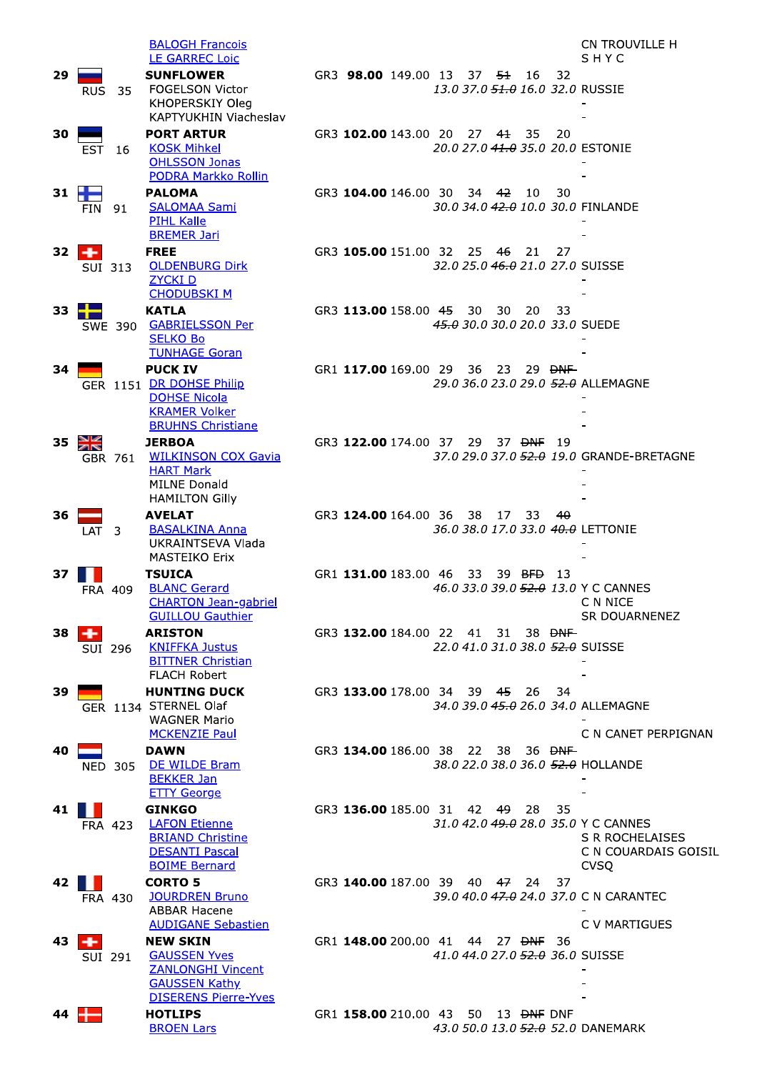| Rank | Nat | Sail | Boat / Crew | Group | Net | Total | R1 | R2 | R3 | R4 | R5 | Club |
|---|---|---|---|---|---|---|---|---|---|---|---|---|
| | | | BALOGH Francois | | | | | | | | | CN TROUVILLE H |
| | | | LE GARREC Loic | | | | | | | | | S H Y C |
| 29 | RUS | 35 | **SUNFLOWER** | GR3 | **98.00** | 149.00 | 13 | 37 | ~~51~~ | 16 | 32 | |
| | | | FOGELSON Victor | | | | *13.0* | *37.0* | *~~51.0~~* | *16.0* | *32.0* | RUSSIE |
| | | | KHOPERSKIY Oleg | | | | | | | | | - |
| | | | KAPTYUKHIN Viacheslav | | | | | | | | | - |
| 30 | EST | 16 | **PORT ARTUR** | GR3 | **102.00** | 143.00 | 20 | 27 | ~~41~~ | 35 | 20 | |
| | | | KOSK Mihkel | | | | *20.0* | *27.0* | *~~41.0~~* | *35.0* | *20.0* | ESTONIE |
| | | | OHLSSON Jonas | | | | | | | | | - |
| | | | PODRA Markko Rollin | | | | | | | | | - |
| 31 | FIN | 91 | **PALOMA** | GR3 | **104.00** | 146.00 | 30 | 34 | ~~42~~ | 10 | 30 | |
| | | | SALOMAA Sami | | | | *30.0* | *34.0* | *~~42.0~~* | *10.0* | *30.0* | FINLANDE |
| | | | PIHL Kalle | | | | | | | | | - |
| | | | BREMER Jari | | | | | | | | | - |
| 32 | SUI | 313 | **FREE** | GR3 | **105.00** | 151.00 | 32 | 25 | ~~46~~ | 21 | 27 | |
| | | | OLDENBURG Dirk | | | | *32.0* | *25.0* | *~~46.0~~* | *21.0* | *27.0* | SUISSE |
| | | | ZYCKI D | | | | | | | | | - |
| | | | CHODUBSKI M | | | | | | | | | - |
| 33 | SWE | 390 | **KATLA** | GR3 | **113.00** | 158.00 | ~~45~~ | 30 | 30 | 20 | 33 | |
| | | | GABRIELSSON Per | | | | *~~45.0~~* | *30.0* | *30.0* | *20.0* | *33.0* | SUEDE |
| | | | SELKO Bo | | | | | | | | | - |
| | | | TUNHAGE Goran | | | | | | | | | - |
| 34 | GER | 1151 | **PUCK IV** | GR1 | **117.00** | 169.00 | 29 | 36 | 23 | 29 | ~~DNF~~ | |
| | | | DR DOHSE Philip | | | | *29.0* | *36.0* | *23.0* | *29.0* | *~~52.0~~* | ALLEMAGNE |
| | | | DOHSE Nicola | | | | | | | | | - |
| | | | KRAMER Volker | | | | | | | | | - |
| | | | BRUHNS Christiane | | | | | | | | | - |
| 35 | GBR | 761 | **JERBOA** | GR3 | **122.00** | 174.00 | 37 | 29 | 37 | ~~DNF~~ | 19 | |
| | | | WILKINSON COX Gavia | | | | *37.0* | *29.0* | *37.0* | *~~52.0~~* | *19.0* | GRANDE-BRETAGNE |
| | | | HART Mark | | | | | | | | | - |
| | | | MILNE Donald | | | | | | | | | - |
| | | | HAMILTON Gilly | | | | | | | | | - |
| 36 | LAT | 3 | **AVELAT** | GR3 | **124.00** | 164.00 | 36 | 38 | 17 | 33 | ~~40~~ | |
| | | | BASALKINA Anna | | | | *36.0* | *38.0* | *17.0* | *33.0* | *~~40.0~~* | LETTONIE |
| | | | UKRAINTSEVA Vlada | | | | | | | | | - |
| | | | MASTEIKO Erix | | | | | | | | | - |
| 37 | FRA | 409 | **TSUICA** | GR1 | **131.00** | 183.00 | 46 | 33 | 39 | ~~BFD~~ | 13 | |
| | | | BLANC Gerard | | | | *46.0* | *33.0* | *39.0* | *~~52.0~~* | *13.0* | Y C CANNES |
| | | | CHARTON Jean-gabriel | | | | | | | | | C N NICE |
| | | | GUILLOU Gauthier | | | | | | | | | SR DOUARNENEZ |
| 38 | SUI | 296 | **ARISTON** | GR3 | **132.00** | 184.00 | 22 | 41 | 31 | 38 | ~~DNF~~ | |
| | | | KNIFFKA Justus | | | | *22.0* | *41.0* | *31.0* | *38.0* | *~~52.0~~* | SUISSE |
| | | | BITTNER Christian | | | | | | | | | - |
| | | | FLACH Robert | | | | | | | | | - |
| 39 | GER | 1134 | **HUNTING DUCK** | GR3 | **133.00** | 178.00 | 34 | 39 | ~~45~~ | 26 | 34 | |
| | | | STERNEL Olaf | | | | *34.0* | *39.0* | *~~45.0~~* | *26.0* | *34.0* | ALLEMAGNE |
| | | | WAGNER Mario | | | | | | | | | - |
| | | | MCKENZIE Paul | | | | | | | | | C N CANET PERPIGNAN |
| 40 | NED | 305 | **DAWN** | GR3 | **134.00** | 186.00 | 38 | 22 | 38 | 36 | ~~DNF~~ | |
| | | | DE WILDE Bram | | | | *38.0* | *22.0* | *38.0* | *36.0* | *~~52.0~~* | HOLLANDE |
| | | | BEKKER Jan | | | | | | | | | - |
| | | | ETTY George | | | | | | | | | - |
| 41 | FRA | 423 | **GINKGO** | GR3 | **136.00** | 185.00 | 31 | 42 | ~~49~~ | 28 | 35 | |
| | | | LAFON Etienne | | | | *31.0* | *42.0* | *~~49.0~~* | *28.0* | *35.0* | Y C CANNES |
| | | | BRIAND Christine | | | | | | | | | S R ROCHELAISES |
| | | | DESANTI Pascal | | | | | | | | | C N COUARDAIS GOISIL |
| | | | BOIME Bernard | | | | | | | | | CVSQ |
| 42 | FRA | 430 | **CORTO 5** | GR3 | **140.00** | 187.00 | 39 | 40 | ~~47~~ | 24 | 37 | |
| | | | JOURDREN Bruno | | | | *39.0* | *40.0* | *~~47.0~~* | *24.0* | *37.0* | C N CARANTEC |
| | | | ABBAR Hacene | | | | | | | | | - |
| | | | AUDIGANE Sebastien | | | | | | | | | C V MARTIGUES |
| 43 | SUI | 291 | **NEW SKIN** | GR1 | **148.00** | 200.00 | 41 | 44 | 27 | ~~DNF~~ | 36 | |
| | | | GAUSSEN Yves | | | | *41.0* | *44.0* | *27.0* | *~~52.0~~* | *36.0* | SUISSE |
| | | | ZANLONGHI Vincent | | | | | | | | | - |
| | | | GAUSSEN Kathy | | | | | | | | | - |
| | | | DISERENS Pierre-Yves | | | | | | | | | - |
| 44 | | | **HOTLIPS** | GR1 | **158.00** | 210.00 | 43 | 50 | 13 | ~~DNF~~ | DNF | |
| | | | BROEN Lars | | | | *43.0* | *50.0* | *13.0* | *~~52.0~~* | *52.0* | DANEMARK |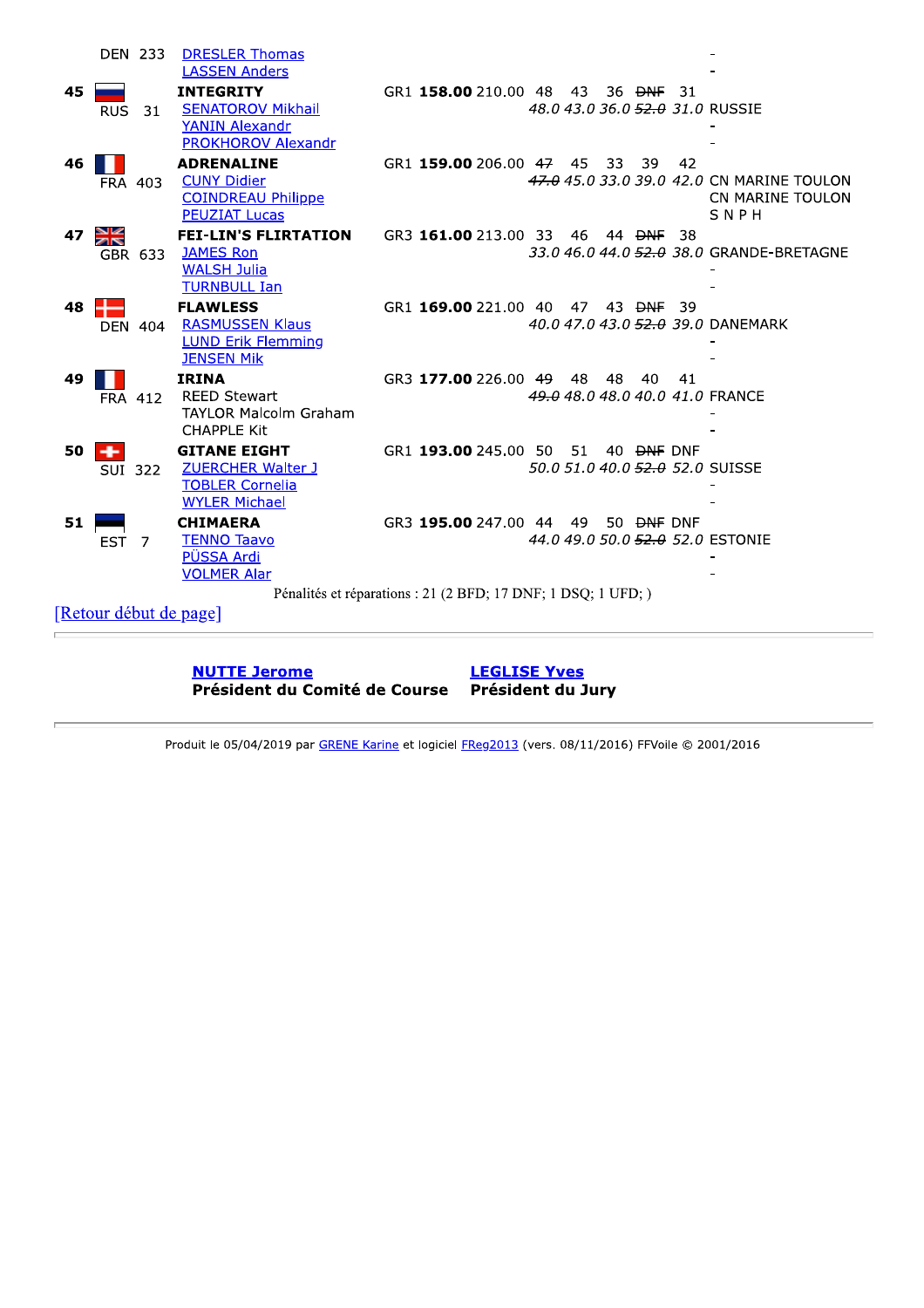| | | | | | | | | | | | | |
|---|---|---|---|---|---|---|---|---|---|---|---|---|
| | DEN 233 | DRESLER Thomas<br>LASSEN Anders | | | | | | | | | | -<br>- |
| 45 | RUS 31 | **INTEGRITY**<br>SENATOROV Mikhail<br>YANIN Alexandr<br>PROKHOROV Alexandr | GR1 | **158.00** | 210.00 | 48<br>*48.0* | 43<br>*43.0* | 36<br>*36.0* | ~~DNF~~<br>~~*52.0*~~ | 31<br>*31.0* | | RUSSIE<br>-<br>- |
| 46 | FRA 403 | **ADRENALINE**<br>CUNY Didier<br>COINDREAU Philippe<br>PEUZIAT Lucas | GR1 | **159.00** | 206.00 | ~~47~~<br>~~*47.0*~~ | 45<br>*45.0* | 33<br>*33.0* | 39<br>*39.0* | 42<br>*42.0* | | CN MARINE TOULON<br>CN MARINE TOULON<br>S N P H |
| 47 | GBR 633 | **FEI-LIN'S FLIRTATION**<br>JAMES Ron<br>WALSH Julia<br>TURNBULL Ian | GR3 | **161.00** | 213.00 | 33<br>*33.0* | 46<br>*46.0* | 44<br>*44.0* | ~~DNF~~<br>~~*52.0*~~ | 38<br>*38.0* | | GRANDE-BRETAGNE<br>-<br>- |
| 48 | DEN 404 | **FLAWLESS**<br>RASMUSSEN Klaus<br>LUND Erik Flemming<br>JENSEN Mik | GR1 | **169.00** | 221.00 | 40<br>*40.0* | 47<br>*47.0* | 43<br>*43.0* | ~~DNF~~<br>~~*52.0*~~ | 39<br>*39.0* | | DANEMARK<br>-<br>- |
| 49 | FRA 412 | **IRINA**<br>REED Stewart<br>TAYLOR Malcolm Graham<br>CHAPPLE Kit | GR3 | **177.00** | 226.00 | ~~49~~<br>~~*49.0*~~ | 48<br>*48.0* | 48<br>*48.0* | 40<br>*40.0* | 41<br>*41.0* | | FRANCE<br>-<br>- |
| 50 | SUI 322 | **GITANE EIGHT**<br>ZUERCHER Walter J<br>TOBLER Cornelia<br>WYLER Michael | GR1 | **193.00** | 245.00 | 50<br>*50.0* | 51<br>*51.0* | 40<br>*40.0* | ~~DNF~~<br>~~*52.0*~~ | DNF<br>*52.0* | | SUISSE<br>-<br>- |
| 51 | EST 7 | **CHIMAERA**<br>TENNO Taavo<br>PÜSSA Ardi<br>VOLMER Alar | GR3 | **195.00** | 247.00 | 44<br>*44.0* | 49<br>*49.0* | 50<br>*50.0* | ~~DNF~~<br>~~*52.0*~~ | DNF<br>*52.0* | | ESTONIE<br>-<br>- |

Pénalités et réparations : 21 (2 BFD; 17 DNF; 1 DSQ; 1 UFD; )

[Retour début de page]

---

| | |
|---|---|
| **NUTTE Jerome**<br>**Président du Comité de Course** | **LEGLISE Yves**<br>**Président du Jury** |

---

Produit le 05/04/2019 par GRENE Karine et logiciel FReg2013 (vers. 08/11/2016) FFVoile © 2001/2016